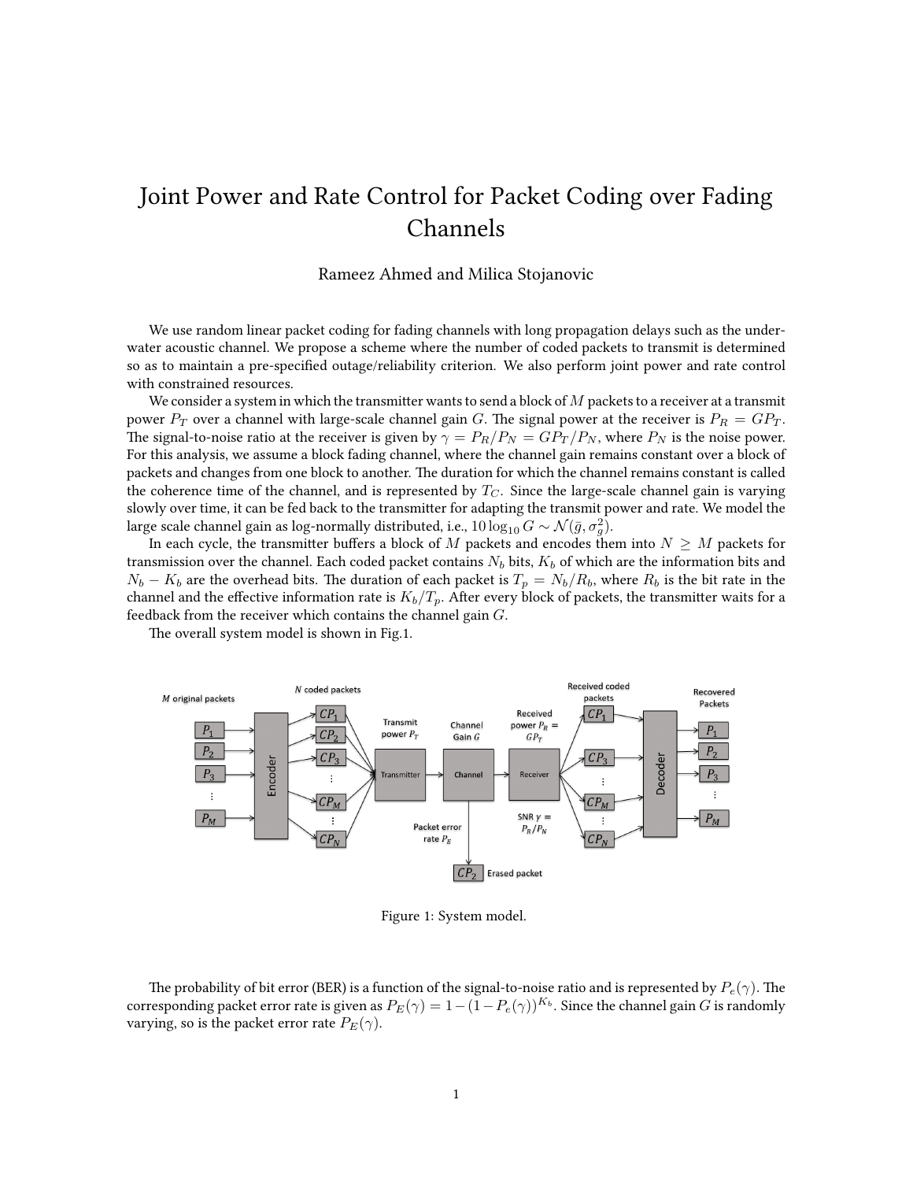# Joint Power and Rate Control for Packet Coding over Fading Channels

Rameez Ahmed and Milica Stojanovic

We use random linear packet coding for fading channels with long propagation delays such as the underwater acoustic channel. We propose a scheme where the number of coded packets to transmit is determined so as to maintain a pre-specified outage/reliability criterion. We also perform joint power and rate control with constrained resources.

We consider a system in which the transmitter wants to send a block of $M$ packets to a receiver at a transmit power $P_T$ over a channel with large-scale channel gain $G$. The signal power at the receiver is $P_R = GP_T$. The signal-to-noise ratio at the receiver is given by $\gamma = P_R/P_N = GP_T/P_N$, where $P_N$ is the noise power. For this analysis, we assume a block fading channel, where the channel gain remains constant over a block of packets and changes from one block to another. The duration for which the channel remains constant is called the coherence time of the channel, and is represented by $T_C$. Since the large-scale channel gain is varying slowly over time, it can be fed back to the transmitter for adapting the transmit power and rate. We model the large scale channel gain as log-normally distributed, i.e., $10\log_{10} G \sim \mathcal{N}(\bar{g}, \sigma_g^2)$.

In each cycle, the transmitter buffers a block of $M$ packets and encodes them into $N \geq M$ packets for transmission over the channel. Each coded packet contains $N_b$ bits, $K_b$ of which are the information bits and $N_b - K_b$ are the overhead bits. The duration of each packet is $T_p = N_b/R_b$, where $R_b$ is the bit rate in the channel and the effective information rate is $K_b/T_p$. After every block of packets, the transmitter waits for a feedback from the receiver which contains the channel gain $G$.

The overall system model is shown in Fig.1.

Figure 1: System model.

The probability of bit error (BER) is a function of the signal-to-noise ratio and is represented by $P_e(\gamma)$. The corresponding packet error rate is given as $P_E(\gamma) = 1-(1-P_e(\gamma))^{K_b}$. Since the channel gain $G$ is randomly varying, so is the packet error rate $P_E(\gamma)$.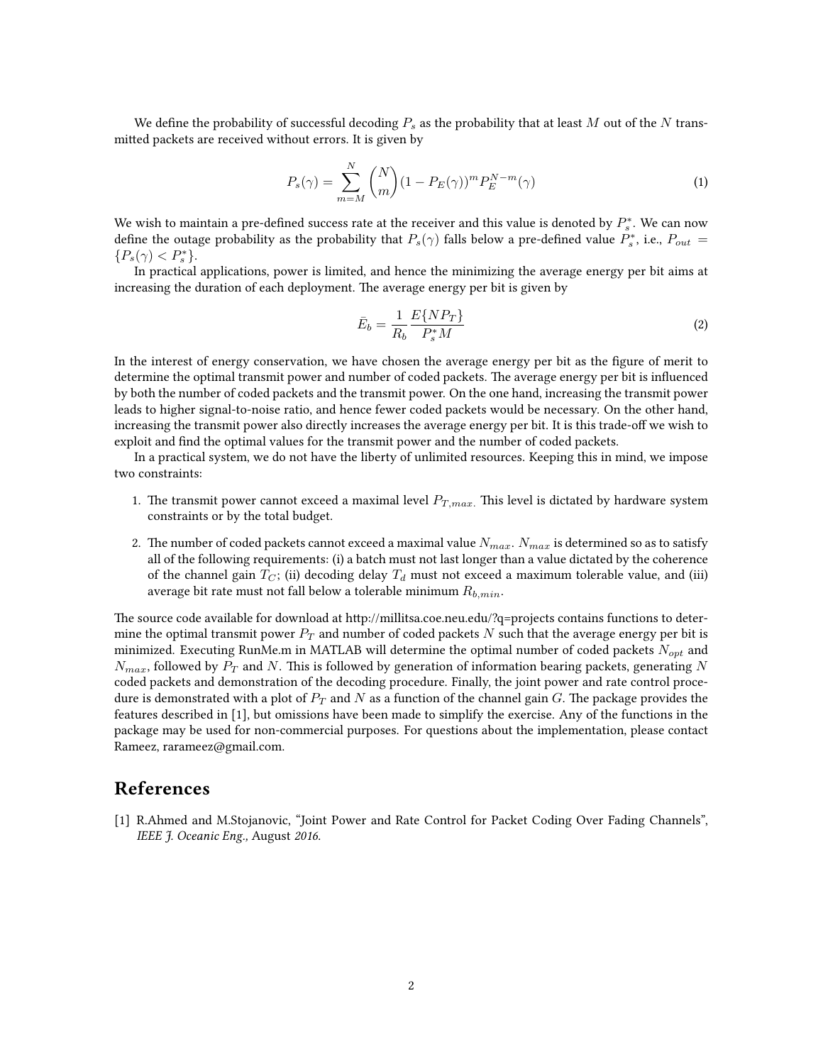We define the probability of successful decoding $P_s$ as the probability that at least $M$ out of the $N$ transmitted packets are received without errors. It is given by

$$P_s(\gamma) = \sum_{m=M}^{N} \binom{N}{m} (1 - P_E(\gamma))^m P_E^{N-m}(\gamma) \tag{1}$$

We wish to maintain a pre-defined success rate at the receiver and this value is denoted by $P_s^*$. We can now define the outage probability as the probability that $P_s(\gamma)$ falls below a pre-defined value $P_s^*$, i.e., $P_{out} = \{P_s(\gamma) < P_s^*\}$.

In practical applications, power is limited, and hence the minimizing the average energy per bit aims at increasing the duration of each deployment. The average energy per bit is given by

$$\bar{E}_b = \frac{1}{R_b} \frac{E\{NP_T\}}{P_s^* M} \tag{2}$$

In the interest of energy conservation, we have chosen the average energy per bit as the figure of merit to determine the optimal transmit power and number of coded packets. The average energy per bit is influenced by both the number of coded packets and the transmit power. On the one hand, increasing the transmit power leads to higher signal-to-noise ratio, and hence fewer coded packets would be necessary. On the other hand, increasing the transmit power also directly increases the average energy per bit. It is this trade-off we wish to exploit and find the optimal values for the transmit power and the number of coded packets.

In a practical system, we do not have the liberty of unlimited resources. Keeping this in mind, we impose two constraints:

1. The transmit power cannot exceed a maximal level $P_{T,max}$. This level is dictated by hardware system constraints or by the total budget.
2. The number of coded packets cannot exceed a maximal value $N_{max}$. $N_{max}$ is determined so as to satisfy all of the following requirements: (i) a batch must not last longer than a value dictated by the coherence of the channel gain $T_C$; (ii) decoding delay $T_d$ must not exceed a maximum tolerable value, and (iii) average bit rate must not fall below a tolerable minimum $R_{b,min}$.

The source code available for download at http://millitsa.coe.neu.edu/?q=projects contains functions to determine the optimal transmit power $P_T$ and number of coded packets $N$ such that the average energy per bit is minimized. Executing RunMe.m in MATLAB will determine the optimal number of coded packets $N_{opt}$ and $N_{max}$, followed by $P_T$ and $N$. This is followed by generation of information bearing packets, generating $N$ coded packets and demonstration of the decoding procedure. Finally, the joint power and rate control procedure is demonstrated with a plot of $P_T$ and $N$ as a function of the channel gain $G$. The package provides the features described in [1], but omissions have been made to simplify the exercise. Any of the functions in the package may be used for non-commercial purposes. For questions about the implementation, please contact Rameez, rarameez@gmail.com.

## References

[1] R.Ahmed and M.Stojanovic, "Joint Power and Rate Control for Packet Coding Over Fading Channels", *IEEE J. Oceanic Eng.*, August *2016*.